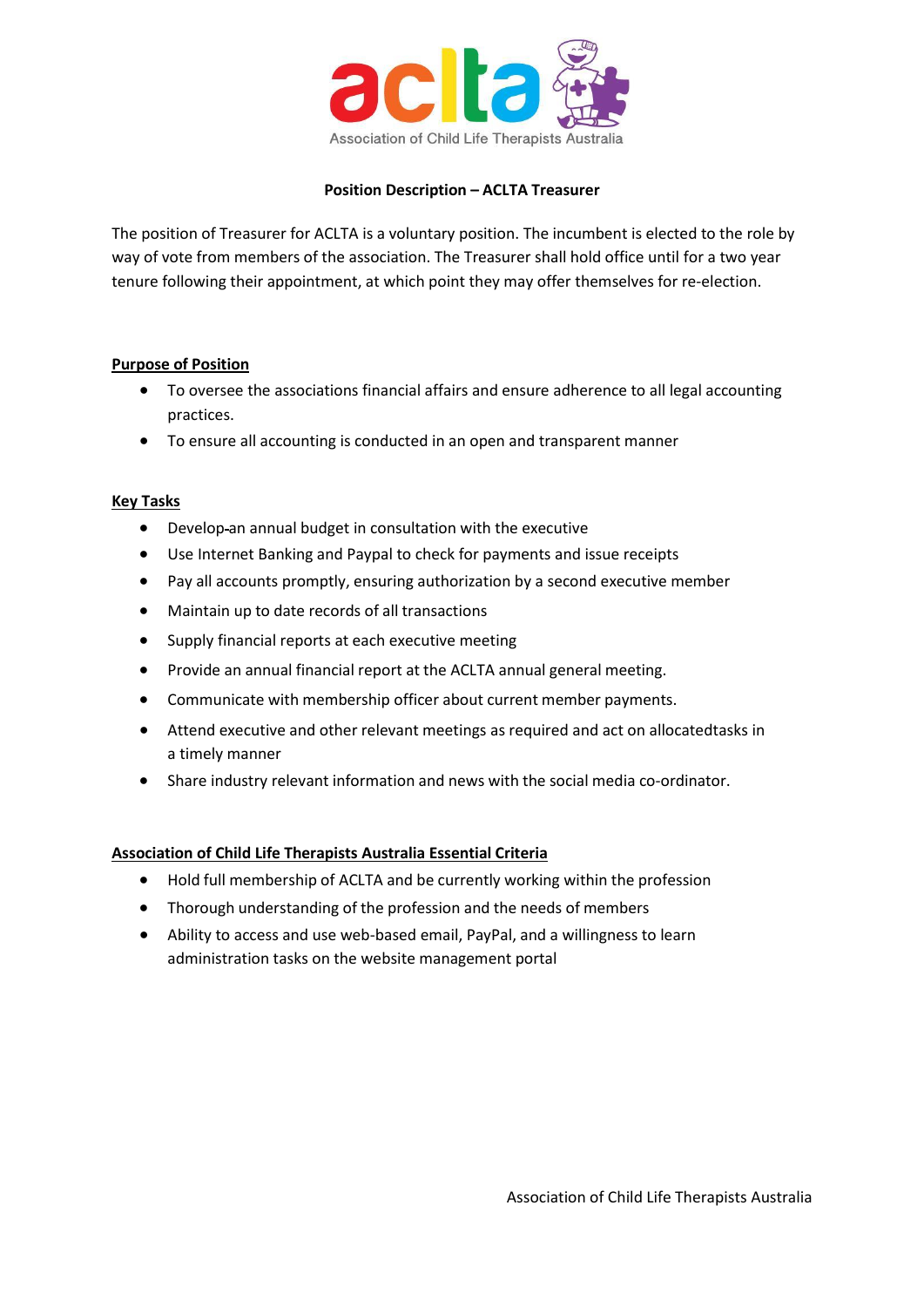aclta
Association of Child Life Therapists Australia

**Position Description – ACLTA Treasurer**

The position of Treasurer for ACLTA is a voluntary position. The incumbent is elected to the role by way of vote from members of the association. The Treasurer shall hold office until for a two year tenure following their appointment, at which point they may offer themselves for re-election.

**Purpose of Position**

- To oversee the associations financial affairs and ensure adherence to all legal accounting practices.
- To ensure all accounting is conducted in an open and transparent manner

**Key Tasks**

- Develop an annual budget in consultation with the executive
- Use Internet Banking and Paypal to check for payments and issue receipts
- Pay all accounts promptly, ensuring authorization by a second executive member
- Maintain up to date records of all transactions
- Supply financial reports at each executive meeting
- Provide an annual financial report at the ACLTA annual general meeting.
- Communicate with membership officer about current member payments.
- Attend executive and other relevant meetings as required and act on allocatedtasks in a timely manner
- Share industry relevant information and news with the social media co-ordinator.

**Association of Child Life Therapists Australia Essential Criteria**

- Hold full membership of ACLTA and be currently working within the profession
- Thorough understanding of the profession and the needs of members
- Ability to access and use web-based email, PayPal, and a willingness to learn administration tasks on the website management portal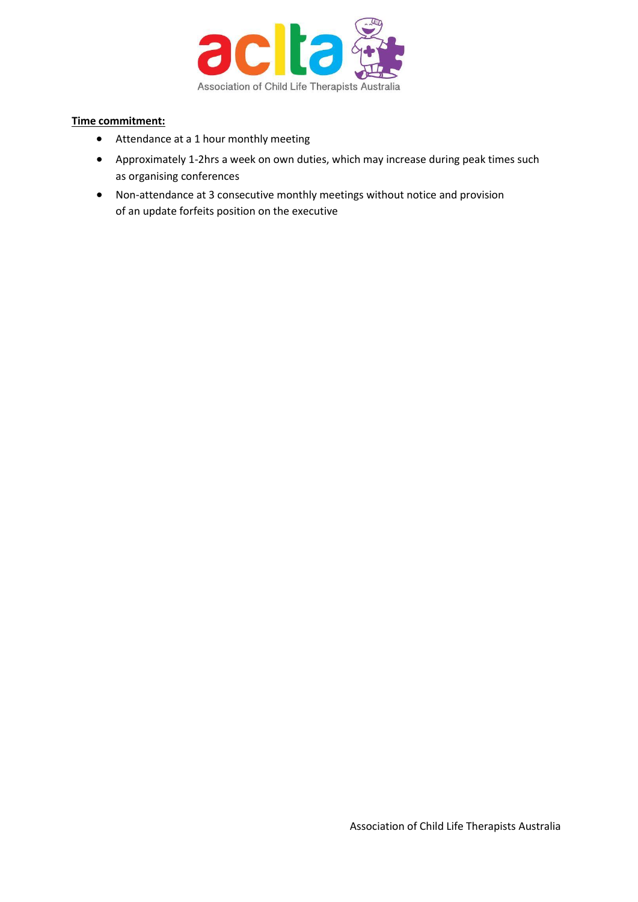**Time commitment:**

- Attendance at a 1 hour monthly meeting
- Approximately 1-2hrs a week on own duties, which may increase during peak times such as organising conferences
- Non-attendance at 3 consecutive monthly meetings without notice and provision of an update forfeits position on the executive